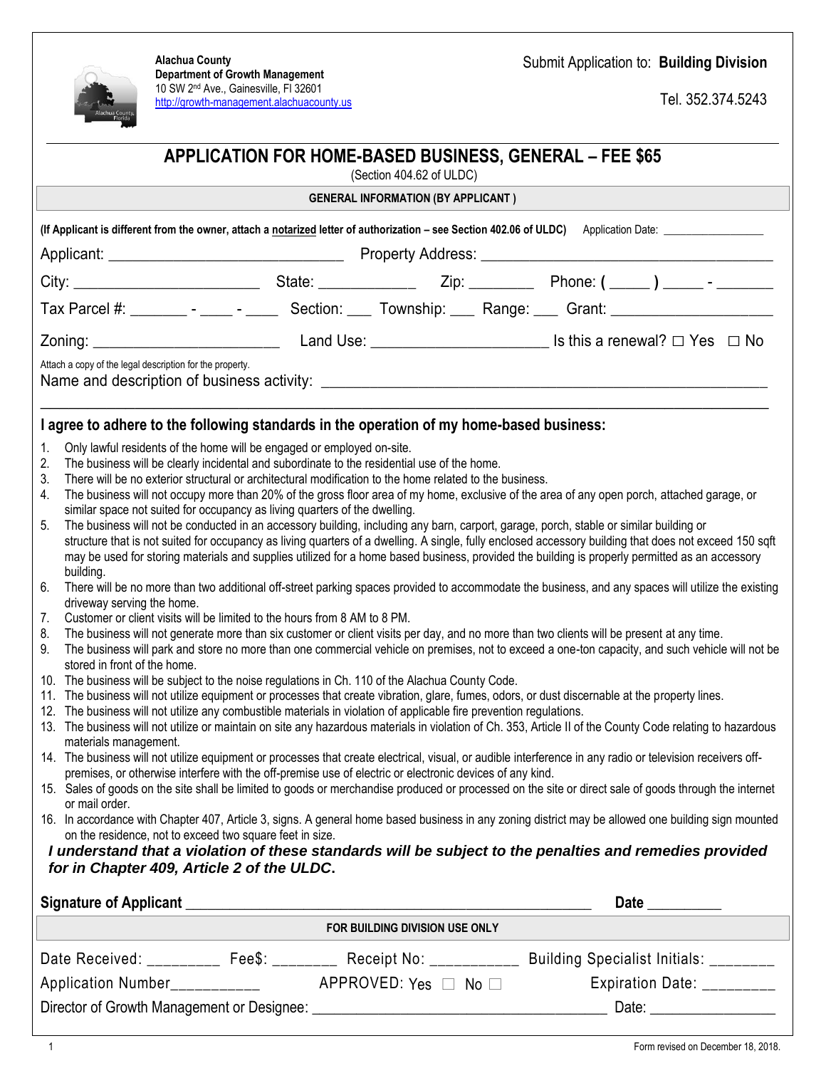**Alachua County**
**Department of Growth Management**
10 SW 2nd Ave., Gainesville, Fl 32601
http://growth-management.alachuacounty.us

Submit Application to: **Building Division**

Tel. 352.374.5243

# APPLICATION FOR HOME-BASED BUSINESS, GENERAL – FEE $65

(Section 404.62 of ULDC)

**GENERAL INFORMATION (BY APPLICANT )**

**(If Applicant is different from the owner, attach a notarized letter of authorization – see Section 402.06 of ULDC)** Application Date: ________________

Applicant: ____________________________ Property Address: ___________________________________

City: ______________________ State: ____________ Zip: ________ Phone: **(** _____ **)** _____ - _______

Tax Parcel #: _______ - ____ - ____ Section: ___ Township: ___ Range: ___ Grant: ___________________

Zoning: ______________________ Land Use: _____________________ Is this a renewal? ☐ Yes ☐ No

Attach a copy of the legal description for the property.

Name and description of business activity: ______________________________________________________

___________________________________________________________________________________________

### I agree to adhere to the following standards in the operation of my home-based business:

1. Only lawful residents of the home will be engaged or employed on-site.
2. The business will be clearly incidental and subordinate to the residential use of the home.
3. There will be no exterior structural or architectural modification to the home related to the business.
4. The business will not occupy more than 20% of the gross floor area of my home, exclusive of the area of any open porch, attached garage, or similar space not suited for occupancy as living quarters of the dwelling.
5. The business will not be conducted in an accessory building, including any barn, carport, garage, porch, stable or similar building or structure that is not suited for occupancy as living quarters of a dwelling. A single, fully enclosed accessory building that does not exceed 150 sqft may be used for storing materials and supplies utilized for a home based business, provided the building is properly permitted as an accessory building.
6. There will be no more than two additional off-street parking spaces provided to accommodate the business, and any spaces will utilize the existing driveway serving the home.
7. Customer or client visits will be limited to the hours from 8 AM to 8 PM.
8. The business will not generate more than six customer or client visits per day, and no more than two clients will be present at any time.
9. The business will park and store no more than one commercial vehicle on premises, not to exceed a one-ton capacity, and such vehicle will not be stored in front of the home.
10. The business will be subject to the noise regulations in Ch. 110 of the Alachua County Code.
11. The business will not utilize equipment or processes that create vibration, glare, fumes, odors, or dust discernable at the property lines.
12. The business will not utilize any combustible materials in violation of applicable fire prevention regulations.
13. The business will not utilize or maintain on site any hazardous materials in violation of Ch. 353, Article II of the County Code relating to hazardous materials management.
14. The business will not utilize equipment or processes that create electrical, visual, or audible interference in any radio or television receivers off-premises, or otherwise interfere with the off-premise use of electric or electronic devices of any kind.
15. Sales of goods on the site shall be limited to goods or merchandise produced or processed on the site or direct sale of goods through the internet or mail order.
16. In accordance with Chapter 407, Article 3, signs. A general home based business in any zoning district may be allowed one building sign mounted on the residence, not to exceed two square feet in size.

***I understand that a violation of these standards will be subject to the penalties and remedies provided for in Chapter 409, Article 2 of the ULDC.***

**Signature of Applicant** ______________________________________________________ **Date** _________

**FOR BUILDING DIVISION USE ONLY**

Date Received: _________ Fee$: ________ Receipt No: ___________ Building Specialist Initials: ________

Application Number__________ APPROVED: Yes ☐ No ☐ Expiration Date: _________

Director of Growth Management or Designee: _____________________________________ Date: ________________

Form revised on December 18, 2018.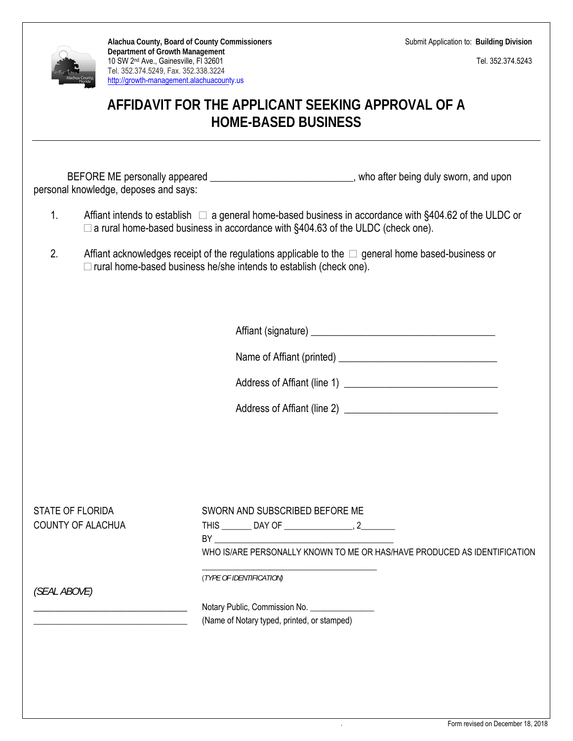**Alachua County, Board of County Commissioners**
**Department of Growth Management**
10 SW 2nd Ave., Gainesville, Fl 32601
Tel. 352.374.5249, Fax. 352.338.3224
http://growth-management.alachuacounty.us

Submit Application to: **Building Division**

Tel. 352.374.5243

# AFFIDAVIT FOR THE APPLICANT SEEKING APPROVAL OF A HOME-BASED BUSINESS

BEFORE ME personally appeared ____________________________, who after being duly sworn, and upon personal knowledge, deposes and says:

1. Affiant intends to establish ☐ a general home-based business in accordance with §404.62 of the ULDC or ☐ a rural home-based business in accordance with §404.63 of the ULDC (check one).

2. Affiant acknowledges receipt of the regulations applicable to the ☐ general home based-business or ☐ rural home-based business he/she intends to establish (check one).

Affiant (signature) ____________________________________

Name of Affiant (printed) ______________________________

Address of Affiant (line 1) ______________________________

Address of Affiant (line 2) ______________________________

STATE OF FLORIDA
COUNTY OF ALACHUA

SWORN AND SUBSCRIBED BEFORE ME
THIS ______ DAY OF _______________, 2_______
BY ________________________________________
WHO IS/ARE PERSONALLY KNOWN TO ME OR HAS/HAVE PRODUCED AS IDENTIFICATION

_____________________________________
(*TYPE OF IDENTIFICATION*)

*(SEAL ABOVE)*

_________________________________
_________________________________

Notary Public, Commission No. _______________
(Name of Notary typed, printed, or stamped)

Form revised on December 18, 2018